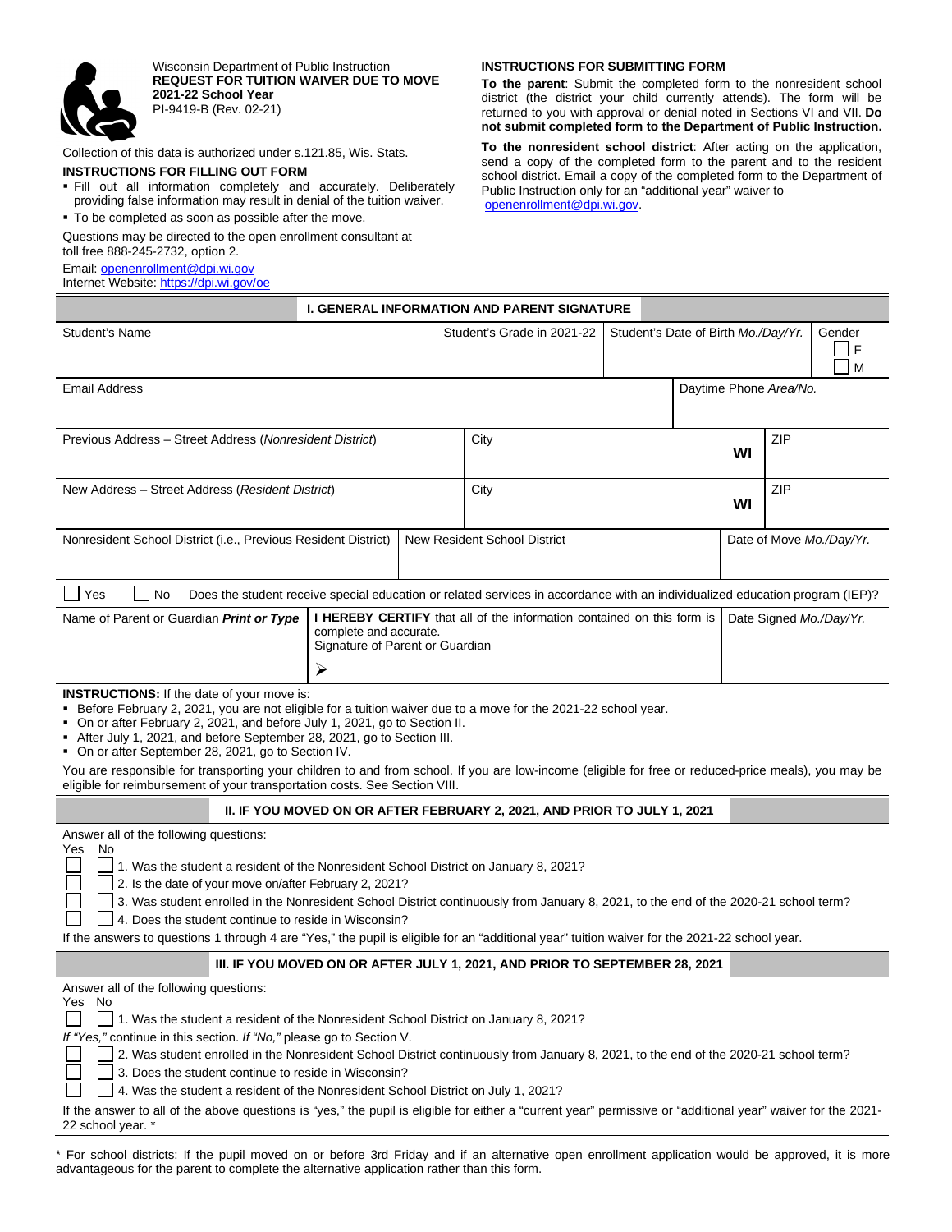Wisconsin Department of Public Instruction
**REQUEST FOR TUITION WAIVER DUE TO MOVE**
**2021-22 School Year**
PI-9419-B (Rev. 02-21)

Collection of this data is authorized under s.121.85, Wis. Stats.

**INSTRUCTIONS FOR FILLING OUT FORM**

- Fill out all information completely and accurately. Deliberately providing false information may result in denial of the tuition waiver.
- To be completed as soon as possible after the move.

Questions may be directed to the open enrollment consultant at toll free 888-245-2732, option 2.

Email: openenrollment@dpi.wi.gov
Internet Website: https://dpi.wi.gov/oe

**INSTRUCTIONS FOR SUBMITTING FORM**

**To the parent**: Submit the completed form to the nonresident school district (the district your child currently attends). The form will be returned to you with approval or denial noted in Sections VI and VII. **Do not submit completed form to the Department of Public Instruction.**

**To the nonresident school district**: After acting on the application, send a copy of the completed form to the parent and to the resident school district. Email a copy of the completed form to the Department of Public Instruction only for an "additional year" waiver to openenrollment@dpi.wi.gov.

## I. GENERAL INFORMATION AND PARENT SIGNATURE

| Student's Name | Student's Grade in 2021-22 | Student's Date of Birth *Mo./Day/Yr.* | Gender ☐ F ☐ M |
|---|---|---|---|
| | | | |

| Email Address | Daytime Phone *Area/No.* |
|---|---|
| | |

| Previous Address – Street Address (*Nonresident District*) | City | | ZIP |
|---|---|---|---|
| | | WI | |

| New Address – Street Address (*Resident District*) | City | | ZIP |
|---|---|---|---|
| | | WI | |

| Nonresident School District (i.e., Previous Resident District) | New Resident School District | Date of Move *Mo./Day/Yr.* |
|---|---|---|
| | | |

☐ Yes ☐ No Does the student receive special education or related services in accordance with an individualized education program (IEP)?

| Name of Parent or Guardian ***Print or Type*** | **I HEREBY CERTIFY** that all of the information contained on this form is complete and accurate. Signature of Parent or Guardian | Date Signed *Mo./Day/Yr.* |
|---|---|---|
| | ➢ | |

**INSTRUCTIONS:** If the date of your move is:

- Before February 2, 2021, you are not eligible for a tuition waiver due to a move for the 2021-22 school year.
- On or after February 2, 2021, and before July 1, 2021, go to Section II.
- After July 1, 2021, and before September 28, 2021, go to Section III.
- On or after September 28, 2021, go to Section IV.

You are responsible for transporting your children to and from school. If you are low-income (eligible for free or reduced-price meals), you may be eligible for reimbursement of your transportation costs. See Section VIII.

## II. IF YOU MOVED ON OR AFTER FEBRUARY 2, 2021, AND PRIOR TO JULY 1, 2021

Answer all of the following questions:

| Yes | No | |
|---|---|---|
| ☐ | ☐ | 1. Was the student a resident of the Nonresident School District on January 8, 2021? |
| ☐ | ☐ | 2. Is the date of your move on/after February 2, 2021? |
| ☐ | ☐ | 3. Was student enrolled in the Nonresident School District continuously from January 8, 2021, to the end of the 2020-21 school term? |
| ☐ | ☐ | 4. Does the student continue to reside in Wisconsin? |

If the answers to questions 1 through 4 are "Yes," the pupil is eligible for an "additional year" tuition waiver for the 2021-22 school year.

## III. IF YOU MOVED ON OR AFTER JULY 1, 2021, AND PRIOR TO SEPTEMBER 28, 2021

Answer all of the following questions:

| Yes | No | |
|---|---|---|
| ☐ | ☐ | 1. Was the student a resident of the Nonresident School District on January 8, 2021? |

*If "Yes,"* continue in this section. *If "No,"* please go to Section V.

| Yes | No | |
|---|---|---|
| ☐ | ☐ | 2. Was student enrolled in the Nonresident School District continuously from January 8, 2021, to the end of the 2020-21 school term? |
| ☐ | ☐ | 3. Does the student continue to reside in Wisconsin? |
| ☐ | ☐ | 4. Was the student a resident of the Nonresident School District on July 1, 2021? |

If the answer to all of the above questions is "yes," the pupil is eligible for either a "current year" permissive or "additional year" waiver for the 2021-22 school year. *

\* For school districts: If the pupil moved on or before 3rd Friday and if an alternative open enrollment application would be approved, it is more advantageous for the parent to complete the alternative application rather than this form.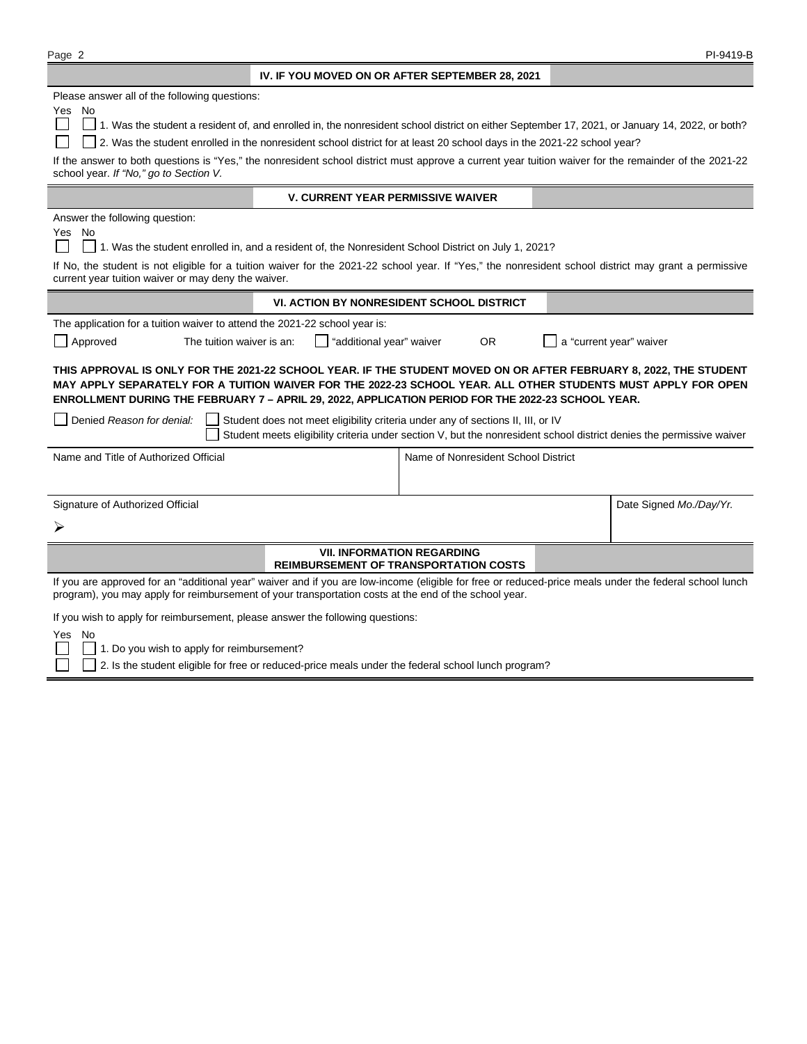## IV. IF YOU MOVED ON OR AFTER SEPTEMBER 28, 2021

Please answer all of the following questions:

Yes No

☐ ☐ 1. Was the student a resident of, and enrolled in, the nonresident school district on either September 17, 2021, or January 14, 2022, or both?

☐ ☐ 2. Was the student enrolled in the nonresident school district for at least 20 school days in the 2021-22 school year?

If the answer to both questions is "Yes," the nonresident school district must approve a current year tuition waiver for the remainder of the 2021-22 school year. *If "No," go to Section V.*

## V. CURRENT YEAR PERMISSIVE WAIVER

Answer the following question:

Yes No

☐ ☐ 1. Was the student enrolled in, and a resident of, the Nonresident School District on July 1, 2021?

If No, the student is not eligible for a tuition waiver for the 2021-22 school year. If "Yes," the nonresident school district may grant a permissive current year tuition waiver or may deny the waiver.

## VI. ACTION BY NONRESIDENT SCHOOL DISTRICT

The application for a tuition waiver to attend the 2021-22 school year is:

☐ Approved The tuition waiver is an: ☐ "additional year" waiver OR ☐ a "current year" waiver

**THIS APPROVAL IS ONLY FOR THE 2021-22 SCHOOL YEAR. IF THE STUDENT MOVED ON OR AFTER FEBRUARY 8, 2022, THE STUDENT MAY APPLY SEPARATELY FOR A TUITION WAIVER FOR THE 2022-23 SCHOOL YEAR. ALL OTHER STUDENTS MUST APPLY FOR OPEN ENROLLMENT DURING THE FEBRUARY 7 – APRIL 29, 2022, APPLICATION PERIOD FOR THE 2022-23 SCHOOL YEAR.**

☐ Denied *Reason for denial:* ☐ Student does not meet eligibility criteria under any of sections II, III, or IV
☐ Student meets eligibility criteria under section V, but the nonresident school district denies the permissive waiver

| Name and Title of Authorized Official | Name of Nonresident School District |
|---|---|
| | |

| Signature of Authorized Official | Date Signed *Mo./Day/Yr.* |
|---|---|
| ➢ | |

## VII. INFORMATION REGARDING REIMBURSEMENT OF TRANSPORTATION COSTS

If you are approved for an "additional year" waiver and if you are low-income (eligible for free or reduced-price meals under the federal school lunch program), you may apply for reimbursement of your transportation costs at the end of the school year.

If you wish to apply for reimbursement, please answer the following questions:

Yes No

☐ ☐ 1. Do you wish to apply for reimbursement?

☐ ☐ 2. Is the student eligible for free or reduced-price meals under the federal school lunch program?